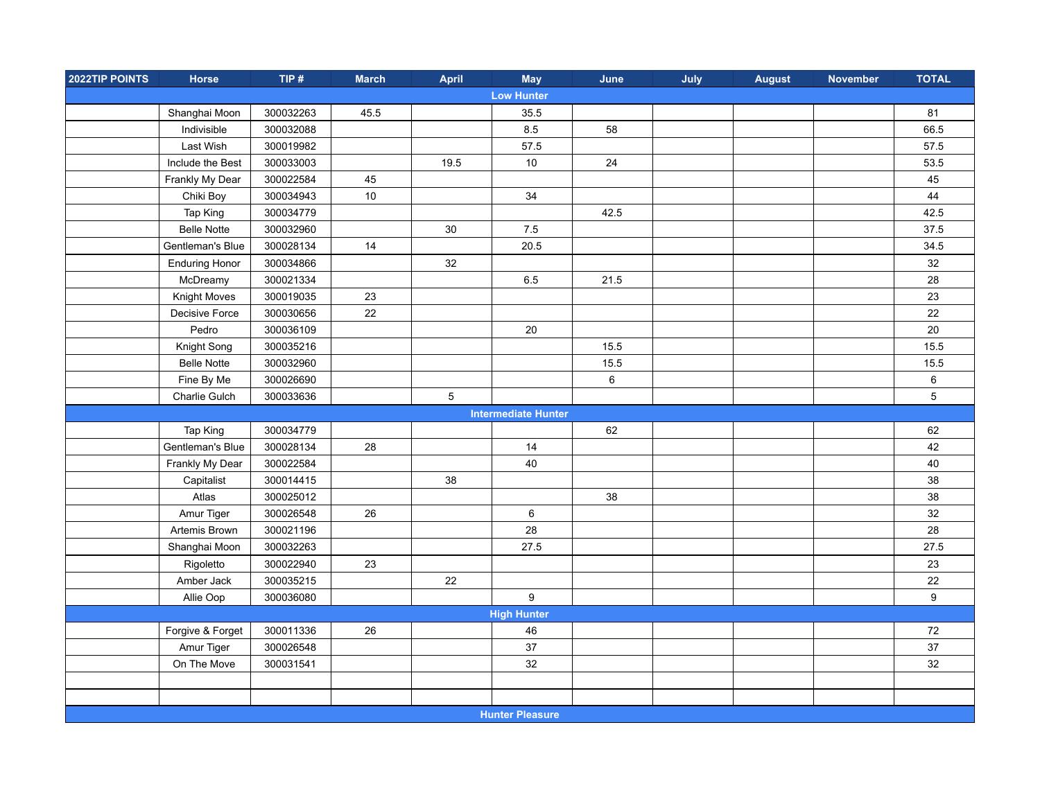| 2022TIP POINTS | Horse | TIP # | March | April | May | June | July | August | November | TOTAL |
|---|---|---|---|---|---|---|---|---|---|---|
| **Low Hunter** | | | | | | | | | | |
| | Shanghai Moon | 300032263 | 45.5 | | 35.5 | | | | | 81 |
| | Indivisible | 300032088 | | | 8.5 | 58 | | | | 66.5 |
| | Last Wish | 300019982 | | | 57.5 | | | | | 57.5 |
| | Include the Best | 300033003 | | 19.5 | 10 | 24 | | | | 53.5 |
| | Frankly My Dear | 300022584 | 45 | | | | | | | 45 |
| | Chiki Boy | 300034943 | 10 | | 34 | | | | | 44 |
| | Tap King | 300034779 | | | | 42.5 | | | | 42.5 |
| | Belle Notte | 300032960 | | 30 | 7.5 | | | | | 37.5 |
| | Gentleman's Blue | 300028134 | 14 | | 20.5 | | | | | 34.5 |
| | Enduring Honor | 300034866 | | 32 | | | | | | 32 |
| | McDreamy | 300021334 | | | 6.5 | 21.5 | | | | 28 |
| | Knight Moves | 300019035 | 23 | | | | | | | 23 |
| | Decisive Force | 300030656 | 22 | | | | | | | 22 |
| | Pedro | 300036109 | | | 20 | | | | | 20 |
| | Knight Song | 300035216 | | | | 15.5 | | | | 15.5 |
| | Belle Notte | 300032960 | | | | 15.5 | | | | 15.5 |
| | Fine By Me | 300026690 | | | | 6 | | | | 6 |
| | Charlie Gulch | 300033636 | | 5 | | | | | | 5 |
| **Intermediate Hunter** | | | | | | | | | | |
| | Tap King | 300034779 | | | | 62 | | | | 62 |
| | Gentleman's Blue | 300028134 | 28 | | 14 | | | | | 42 |
| | Frankly My Dear | 300022584 | | | 40 | | | | | 40 |
| | Capitalist | 300014415 | | 38 | | | | | | 38 |
| | Atlas | 300025012 | | | | 38 | | | | 38 |
| | Amur Tiger | 300026548 | 26 | | 6 | | | | | 32 |
| | Artemis Brown | 300021196 | | | 28 | | | | | 28 |
| | Shanghai Moon | 300032263 | | | 27.5 | | | | | 27.5 |
| | Rigoletto | 300022940 | 23 | | | | | | | 23 |
| | Amber Jack | 300035215 | | 22 | | | | | | 22 |
| | Allie Oop | 300036080 | | | 9 | | | | | 9 |
| **High Hunter** | | | | | | | | | | |
| | Forgive & Forget | 300011336 | 26 | | 46 | | | | | 72 |
| | Amur Tiger | 300026548 | | | 37 | | | | | 37 |
| | On The Move | 300031541 | | | 32 | | | | | 32 |
| | | | | | | | | | | |
| | | | | | | | | | | |
| **Hunter Pleasure** | | | | | | | | | | |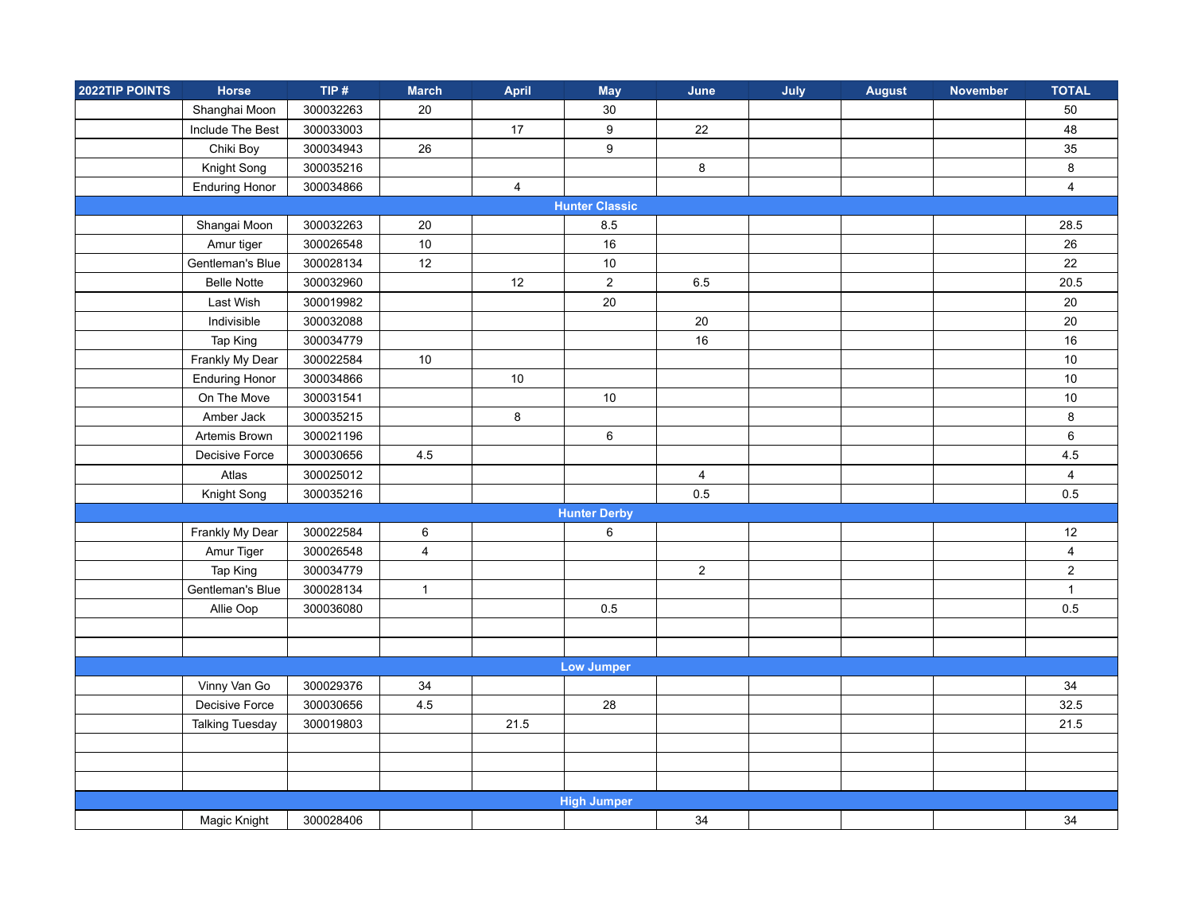| 2022TIP POINTS | Horse | TIP # | March | April | May | June | July | August | November | TOTAL |
|---|---|---|---|---|---|---|---|---|---|---|
| | Shanghai Moon | 300032263 | 20 | | 30 | | | | | 50 |
| | Include The Best | 300033003 | | 17 | 9 | 22 | | | | 48 |
| | Chiki Boy | 300034943 | 26 | | 9 | | | | | 35 |
| | Knight Song | 300035216 | | | | 8 | | | | 8 |
| | Enduring Honor | 300034866 | | 4 | | | | | | 4 |
| **Hunter Classic** | | | | | | | | | | |
| | Shangai Moon | 300032263 | 20 | | 8.5 | | | | | 28.5 |
| | Amur tiger | 300026548 | 10 | | 16 | | | | | 26 |
| | Gentleman's Blue | 300028134 | 12 | | 10 | | | | | 22 |
| | Belle Notte | 300032960 | | 12 | 2 | 6.5 | | | | 20.5 |
| | Last Wish | 300019982 | | | 20 | | | | | 20 |
| | Indivisible | 300032088 | | | | 20 | | | | 20 |
| | Tap King | 300034779 | | | | 16 | | | | 16 |
| | Frankly My Dear | 300022584 | 10 | | | | | | | 10 |
| | Enduring Honor | 300034866 | | 10 | | | | | | 10 |
| | On The Move | 300031541 | | | 10 | | | | | 10 |
| | Amber Jack | 300035215 | | 8 | | | | | | 8 |
| | Artemis Brown | 300021196 | | | 6 | | | | | 6 |
| | Decisive Force | 300030656 | 4.5 | | | | | | | 4.5 |
| | Atlas | 300025012 | | | | 4 | | | | 4 |
| | Knight Song | 300035216 | | | | 0.5 | | | | 0.5 |
| **Hunter Derby** | | | | | | | | | | |
| | Frankly My Dear | 300022584 | 6 | | 6 | | | | | 12 |
| | Amur Tiger | 300026548 | 4 | | | | | | | 4 |
| | Tap King | 300034779 | | | | 2 | | | | 2 |
| | Gentleman's Blue | 300028134 | 1 | | | | | | | 1 |
| | Allie Oop | 300036080 | | | 0.5 | | | | | 0.5 |
| | | | | | | | | | | |
| | | | | | | | | | | |
| **Low Jumper** | | | | | | | | | | |
| | Vinny Van Go | 300029376 | 34 | | | | | | | 34 |
| | Decisive Force | 300030656 | 4.5 | | 28 | | | | | 32.5 |
| | Talking Tuesday | 300019803 | | 21.5 | | | | | | 21.5 |
| | | | | | | | | | | |
| | | | | | | | | | | |
| | | | | | | | | | | |
| **High Jumper** | | | | | | | | | | |
| | Magic Knight | 300028406 | | | | 34 | | | | 34 |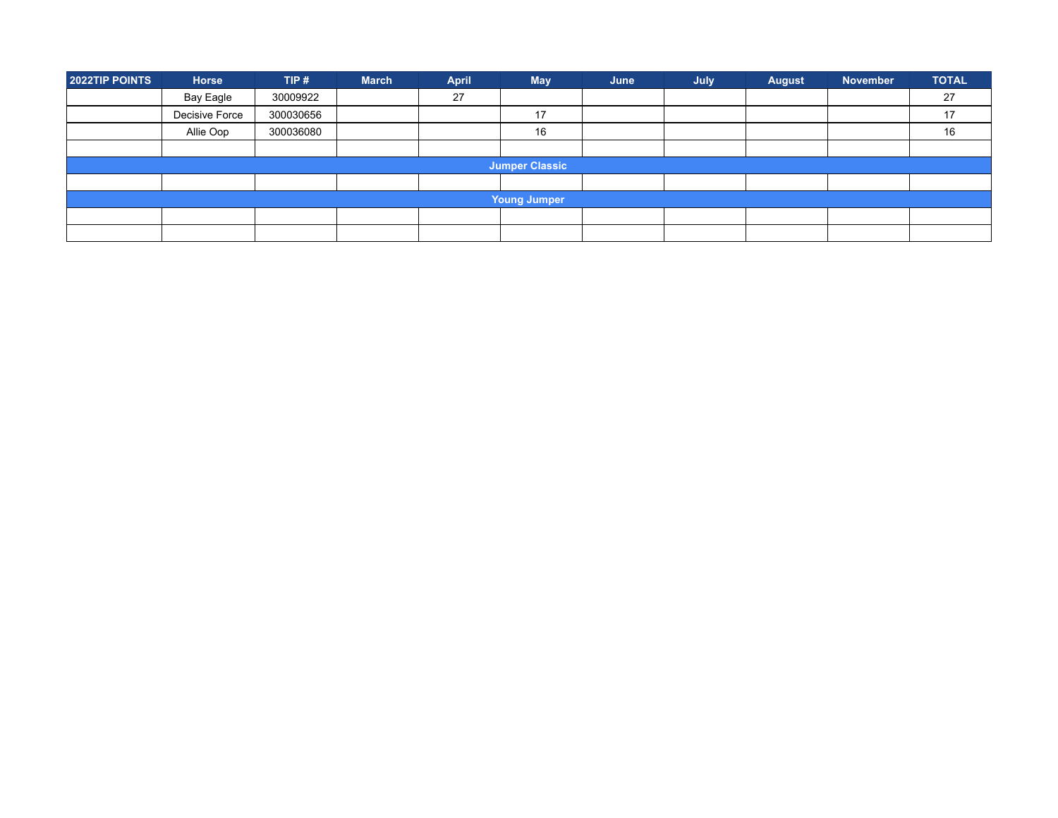| 2022TIP POINTS | Horse | TIP # | March | April | May | June | July | August | November | TOTAL |
|---|---|---|---|---|---|---|---|---|---|---|
| | Bay Eagle | 30009922 | | 27 | | | | | | 27 |
| | Decisive Force | 300030656 | | | 17 | | | | | 17 |
| | Allie Oop | 300036080 | | | 16 | | | | | 16 |
| | | | | | | | | | | |
| **Jumper Classic** | | | | | | | | | | |
| | | | | | | | | | | |
| **Young Jumper** | | | | | | | | | | |
| | | | | | | | | | | |
| | | | | | | | | | | |